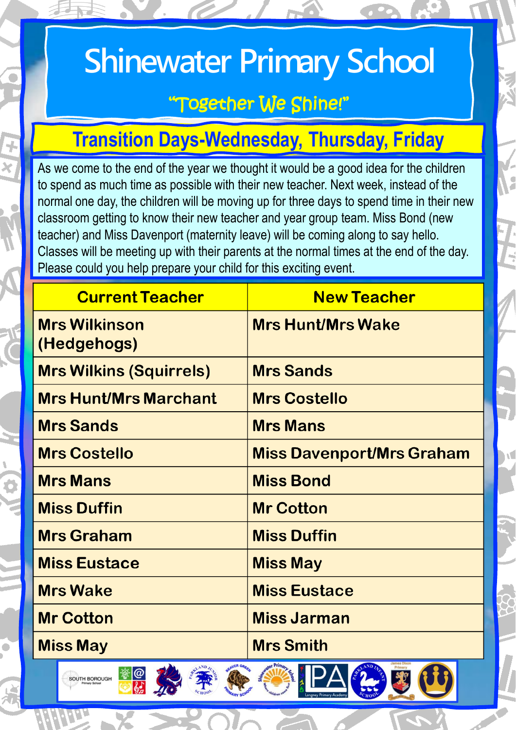# Shinewater Primary School

*"Together We Shine!"*

## Transition Days-Wednesday, Thursday, Friday

As we come to the end of the year we thought it would be a good idea for the children to spend as much time as possible with their new teacher. Next week, instead of the normal one day, the children will be moving up for three days to spend time in their new classroom getting to know their new teacher and year group team. Miss Bond (new teacher) and Miss Davenport (maternity leave) will be coming along to say hello. Classes will be meeting up with their parents at the normal times at the end of the day. Please could you help prepare your child for this exciting event.

| Current Teacher | New Teacher |
| --- | --- |
| Mrs Wilkinson (Hedgehogs) | Mrs Hunt/Mrs Wake |
| Mrs Wilkins (Squirrels) | Mrs Sands |
| Mrs Hunt/Mrs Marchant | Mrs Costello |
| Mrs Sands | Mrs Mans |
| Mrs Costello | Miss Davenport/Mrs Graham |
| Mrs Mans | Miss Bond |
| Miss Duffin | Mr Cotton |
| Mrs Graham | Miss Duffin |
| Miss Eustace | Miss May |
| Mrs Wake | Miss Eustace |
| Mr Cotton | Miss Jarman |
| Miss May | Mrs Smith |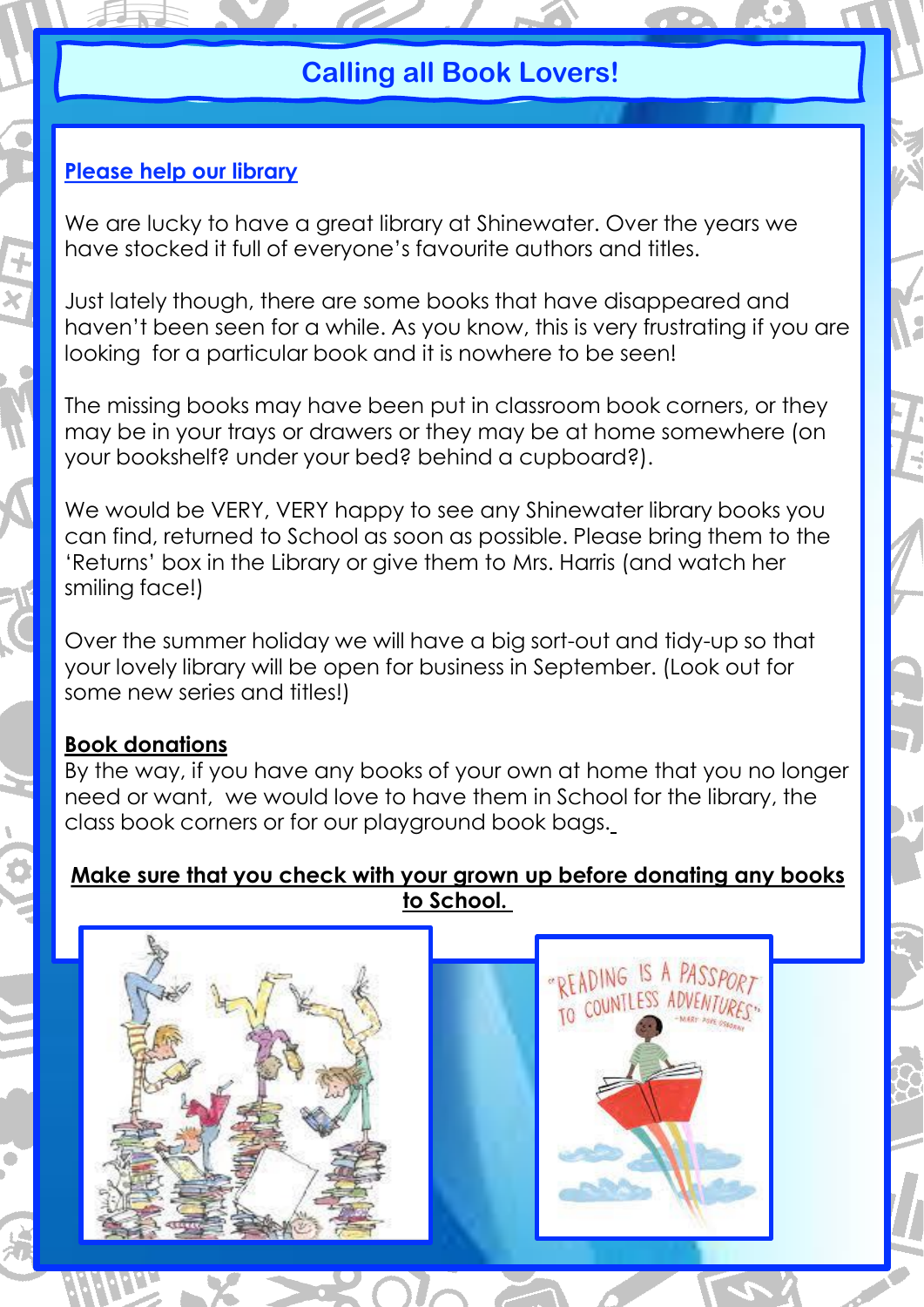# Calling all Book Lovers!

**Please help our library**

We are lucky to have a great library at Shinewater. Over the years we have stocked it full of everyone's favourite authors and titles.

Just lately though, there are some books that have disappeared and haven't been seen for a while. As you know, this is very frustrating if you are looking for a particular book and it is nowhere to be seen!

The missing books may have been put in classroom book corners, or they may be in your trays or drawers or they may be at home somewhere (on your bookshelf? under your bed? behind a cupboard?).

We would be VERY, VERY happy to see any Shinewater library books you can find, returned to School as soon as possible. Please bring them to the 'Returns' box in the Library or give them to Mrs. Harris (and watch her smiling face!)

Over the summer holiday we will have a big sort-out and tidy-up so that your lovely library will be open for business in September. (Look out for some new series and titles!)

**Book donations**

By the way, if you have any books of your own at home that you no longer need or want, we would love to have them in School for the library, the class book corners or for our playground book bags.

**Make sure that you check with your grown up before donating any books to School.**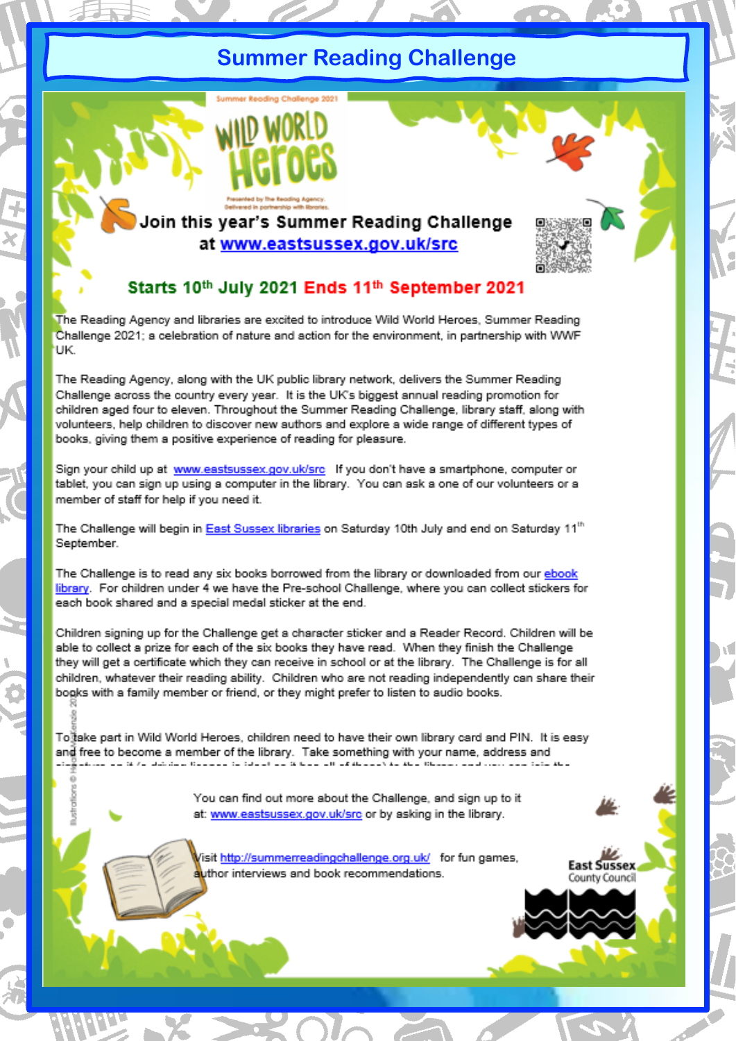# Summer Reading Challenge

Summer Reading Challenge 2021

WILD WORLD Heroes

Presented by The Reading Agency. Delivered in partnership with libraries.

**Join this year's Summer Reading Challenge at www.eastsussex.gov.uk/src**

**Starts 10th July 2021 Ends 11th September 2021**

The Reading Agency and libraries are excited to introduce Wild World Heroes, Summer Reading Challenge 2021; a celebration of nature and action for the environment, in partnership with WWF UK.

The Reading Agency, along with the UK public library network, delivers the Summer Reading Challenge across the country every year. It is the UK's biggest annual reading promotion for children aged four to eleven. Throughout the Summer Reading Challenge, library staff, along with volunteers, help children to discover new authors and explore a wide range of different types of books, giving them a positive experience of reading for pleasure.

Sign your child up at www.eastsussex.gov.uk/src If you don't have a smartphone, computer or tablet, you can sign up using a computer in the library. You can ask a one of our volunteers or a member of staff for help if you need it.

The Challenge will begin in East Sussex libraries on Saturday 10th July and end on Saturday 11th September.

The Challenge is to read any six books borrowed from the library or downloaded from our ebook library. For children under 4 we have the Pre-school Challenge, where you can collect stickers for each book shared and a special medal sticker at the end.

Children signing up for the Challenge get a character sticker and a Reader Record. Children will be able to collect a prize for each of the six books they have read. When they finish the Challenge they will get a certificate which they can receive in school or at the library. The Challenge is for all children, whatever their reading ability. Children who are not reading independently can share their books with a family member or friend, or they might prefer to listen to audio books.

To take part in Wild World Heroes, children need to have their own library card and PIN. It is easy and free to become a member of the library. Take something with your name, address and signature on it (a driving licence is ideal as it has all of these) to the library and you can join the

You can find out more about the Challenge, and sign up to it at: www.eastsussex.gov.uk/src or by asking in the library.

Visit http://summerreadingchallenge.org.uk/ for fun games, author interviews and book recommendations.

East Sussex County Council